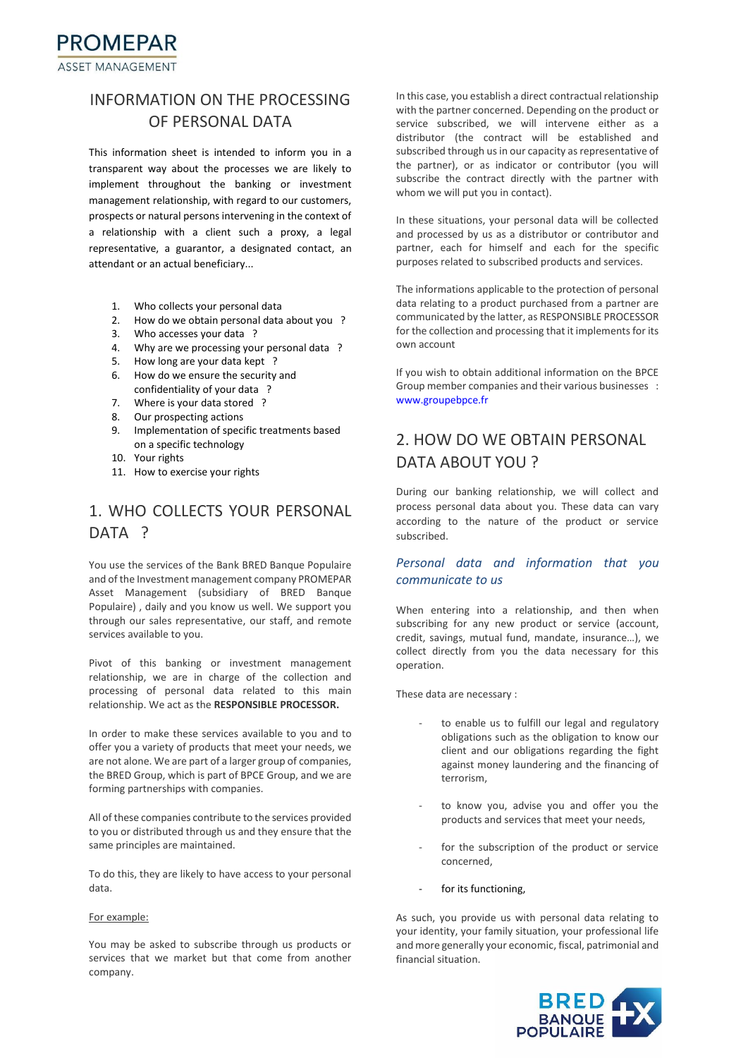# INFORMATION ON THE PROCESSING OF PERSONAL DATA

This information sheet is intended to inform you in a transparent way about the processes we are likely to implement throughout the banking or investment management relationship, with regard to our customers, prospects or natural persons intervening in the context of a relationship with a client such a proxy, a legal representative, a guarantor, a designated contact, an attendant or an actual beneficiary...

1. Who collects your personal data
2. How do we obtain personal data about you ?
3. Who accesses your data ?
4. Why are we processing your personal data ?
5. How long are your data kept ?
6. How do we ensure the security and confidentiality of your data ?
7. Where is your data stored ?
8. Our prospecting actions
9. Implementation of specific treatments based on a specific technology
10. Your rights
11. How to exercise your rights

## 1. WHO COLLECTS YOUR PERSONAL DATA ?

You use the services of the Bank BRED Banque Populaire and of the Investment management company PROMEPAR Asset Management (subsidiary of BRED Banque Populaire) , daily and you know us well. We support you through our sales representative, our staff, and remote services available to you.

Pivot of this banking or investment management relationship, we are in charge of the collection and processing of personal data related to this main relationship. We act as the **RESPONSIBLE PROCESSOR.**

In order to make these services available to you and to offer you a variety of products that meet your needs, we are not alone. We are part of a larger group of companies, the BRED Group, which is part of BPCE Group, and we are forming partnerships with companies.

All of these companies contribute to the services provided to you or distributed through us and they ensure that the same principles are maintained.

To do this, they are likely to have access to your personal data.

For example:

You may be asked to subscribe through us products or services that we market but that come from another company.

In this case, you establish a direct contractual relationship with the partner concerned. Depending on the product or service subscribed, we will intervene either as a distributor (the contract will be established and subscribed through us in our capacity as representative of the partner), or as indicator or contributor (you will subscribe the contract directly with the partner with whom we will put you in contact).

In these situations, your personal data will be collected and processed by us as a distributor or contributor and partner, each for himself and each for the specific purposes related to subscribed products and services.

The informations applicable to the protection of personal data relating to a product purchased from a partner are communicated by the latter, as RESPONSIBLE PROCESSOR for the collection and processing that it implements for its own account

If you wish to obtain additional information on the BPCE Group member companies and their various businesses : www.groupebpce.fr

## 2. HOW DO WE OBTAIN PERSONAL DATA ABOUT YOU ?

During our banking relationship, we will collect and process personal data about you. These data can vary according to the nature of the product or service subscribed.

### *Personal data and information that you communicate to us*

When entering into a relationship, and then when subscribing for any new product or service (account, credit, savings, mutual fund, mandate, insurance…), we collect directly from you the data necessary for this operation.

These data are necessary :

- to enable us to fulfill our legal and regulatory obligations such as the obligation to know our client and our obligations regarding the fight against money laundering and the financing of terrorism,
- to know you, advise you and offer you the products and services that meet your needs,
- for the subscription of the product or service concerned,
- for its functioning,

As such, you provide us with personal data relating to your identity, your family situation, your professional life and more generally your economic, fiscal, patrimonial and financial situation.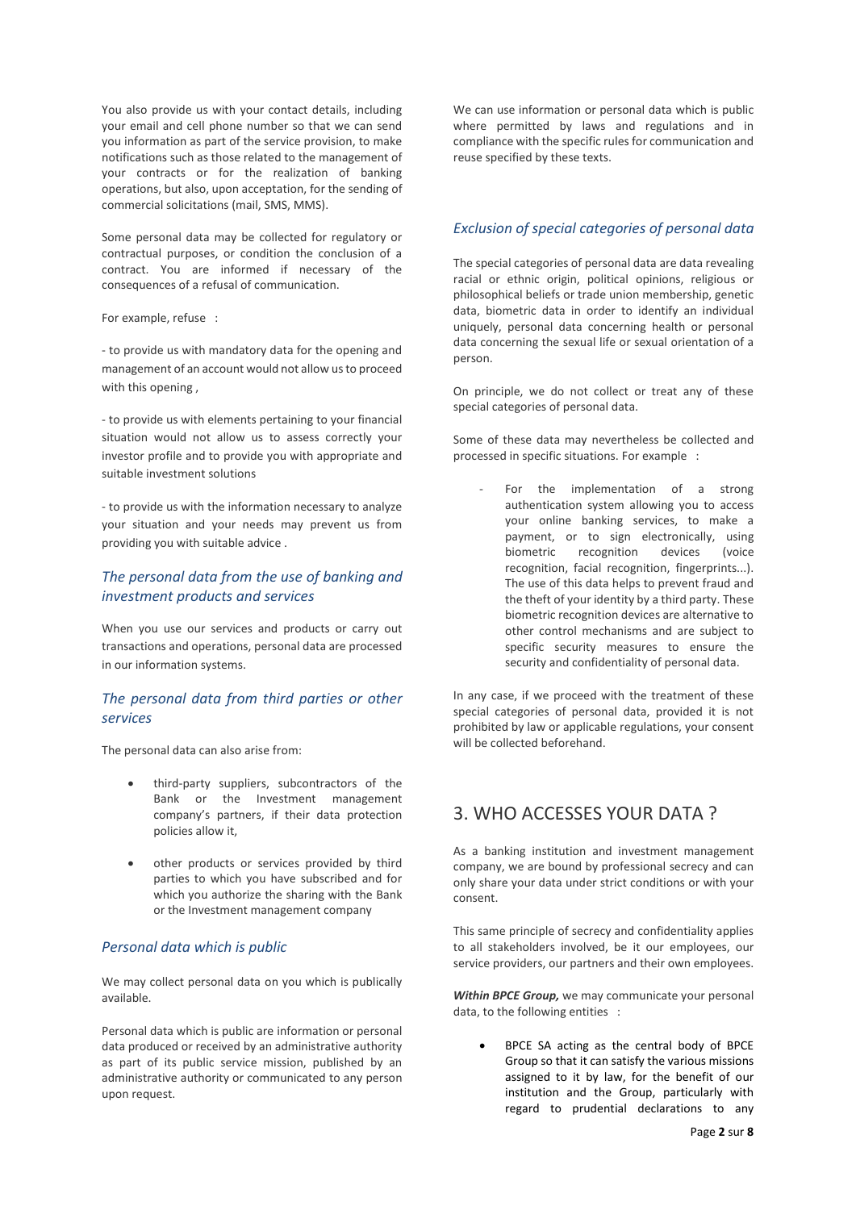You also provide us with your contact details, including your email and cell phone number so that we can send you information as part of the service provision, to make notifications such as those related to the management of your contracts or for the realization of banking operations, but also, upon acceptation, for the sending of commercial solicitations (mail, SMS, MMS).

Some personal data may be collected for regulatory or contractual purposes, or condition the conclusion of a contract. You are informed if necessary of the consequences of a refusal of communication.

For example, refuse :

- to provide us with mandatory data for the opening and management of an account would not allow us to proceed with this opening ,

- to provide us with elements pertaining to your financial situation would not allow us to assess correctly your investor profile and to provide you with appropriate and suitable investment solutions

- to provide us with the information necessary to analyze your situation and your needs may prevent us from providing you with suitable advice .

### *The personal data from the use of banking and investment products and services*

When you use our services and products or carry out transactions and operations, personal data are processed in our information systems.

### *The personal data from third parties or other services*

The personal data can also arise from:

- third-party suppliers, subcontractors of the Bank or the Investment management company's partners, if their data protection policies allow it,
- other products or services provided by third parties to which you have subscribed and for which you authorize the sharing with the Bank or the Investment management company

### *Personal data which is public*

We may collect personal data on you which is publically available.

Personal data which is public are information or personal data produced or received by an administrative authority as part of its public service mission, published by an administrative authority or communicated to any person upon request.

We can use information or personal data which is public where permitted by laws and regulations and in compliance with the specific rules for communication and reuse specified by these texts.

### *Exclusion of special categories of personal data*

The special categories of personal data are data revealing racial or ethnic origin, political opinions, religious or philosophical beliefs or trade union membership, genetic data, biometric data in order to identify an individual uniquely, personal data concerning health or personal data concerning the sexual life or sexual orientation of a person.

On principle, we do not collect or treat any of these special categories of personal data.

Some of these data may nevertheless be collected and processed in specific situations. For example :

- For the implementation of a strong authentication system allowing you to access your online banking services, to make a payment, or to sign electronically, using biometric recognition devices (voice recognition, facial recognition, fingerprints...). The use of this data helps to prevent fraud and the theft of your identity by a third party. These biometric recognition devices are alternative to other control mechanisms and are subject to specific security measures to ensure the security and confidentiality of personal data.

In any case, if we proceed with the treatment of these special categories of personal data, provided it is not prohibited by law or applicable regulations, your consent will be collected beforehand.

## 3. WHO ACCESSES YOUR DATA ?

As a banking institution and investment management company, we are bound by professional secrecy and can only share your data under strict conditions or with your consent.

This same principle of secrecy and confidentiality applies to all stakeholders involved, be it our employees, our service providers, our partners and their own employees.

***Within BPCE Group,*** we may communicate your personal data, to the following entities :

- BPCE SA acting as the central body of BPCE Group so that it can satisfy the various missions assigned to it by law, for the benefit of our institution and the Group, particularly with regard to prudential declarations to any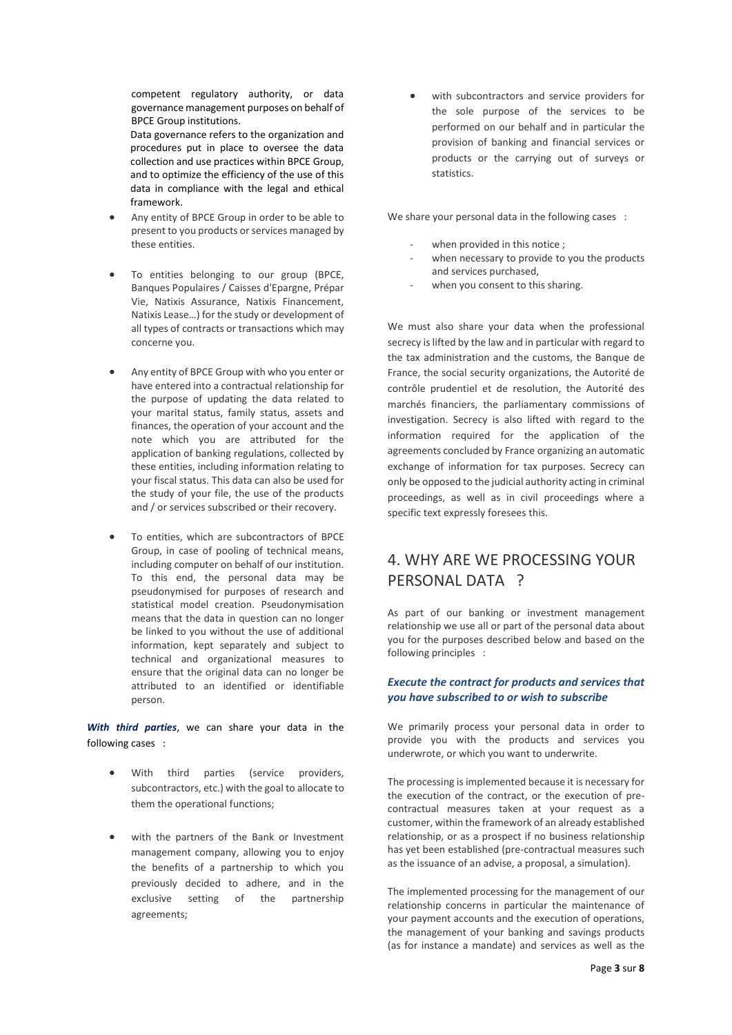competent regulatory authority, or data governance management purposes on behalf of BPCE Group institutions.
Data governance refers to the organization and procedures put in place to oversee the data collection and use practices within BPCE Group, and to optimize the efficiency of the use of this data in compliance with the legal and ethical framework.

- Any entity of BPCE Group in order to be able to present to you products or services managed by these entities.
- To entities belonging to our group (BPCE, Banques Populaires / Caisses d'Epargne, Prépar Vie, Natixis Assurance, Natixis Financement, Natixis Lease…) for the study or development of all types of contracts or transactions which may concerne you.
- Any entity of BPCE Group with who you enter or have entered into a contractual relationship for the purpose of updating the data related to your marital status, family status, assets and finances, the operation of your account and the note which you are attributed for the application of banking regulations, collected by these entities, including information relating to your fiscal status. This data can also be used for the study of your file, the use of the products and / or services subscribed or their recovery.
- To entities, which are subcontractors of BPCE Group, in case of pooling of technical means, including computer on behalf of our institution. To this end, the personal data may be pseudonymised for purposes of research and statistical model creation. Pseudonymisation means that the data in question can no longer be linked to you without the use of additional information, kept separately and subject to technical and organizational measures to ensure that the original data can no longer be attributed to an identified or identifiable person.

***With third parties***, we can share your data in the following cases :

- With third parties (service providers, subcontractors, etc.) with the goal to allocate to them the operational functions;
- with the partners of the Bank or Investment management company, allowing you to enjoy the benefits of a partnership to which you previously decided to adhere, and in the exclusive setting of the partnership agreements;
- with subcontractors and service providers for the sole purpose of the services to be performed on our behalf and in particular the provision of banking and financial services or products or the carrying out of surveys or statistics.

We share your personal data in the following cases :

- when provided in this notice ;
- when necessary to provide to you the products and services purchased,
- when you consent to this sharing.

We must also share your data when the professional secrecy is lifted by the law and in particular with regard to the tax administration and the customs, the Banque de France, the social security organizations, the Autorité de contrôle prudentiel et de resolution, the Autorité des marchés financiers, the parliamentary commissions of investigation. Secrecy is also lifted with regard to the information required for the application of the agreements concluded by France organizing an automatic exchange of information for tax purposes. Secrecy can only be opposed to the judicial authority acting in criminal proceedings, as well as in civil proceedings where a specific text expressly foresees this.

## 4. WHY ARE WE PROCESSING YOUR PERSONAL DATA ?

As part of our banking or investment management relationship we use all or part of the personal data about you for the purposes described below and based on the following principles :

### *Execute the contract for products and services that you have subscribed to or wish to subscribe*

We primarily process your personal data in order to provide you with the products and services you underwrote, or which you want to underwrite.

The processing is implemented because it is necessary for the execution of the contract, or the execution of pre-contractual measures taken at your request as a customer, within the framework of an already established relationship, or as a prospect if no business relationship has yet been established (pre-contractual measures such as the issuance of an advise, a proposal, a simulation).

The implemented processing for the management of our relationship concerns in particular the maintenance of your payment accounts and the execution of operations, the management of your banking and savings products (as for instance a mandate) and services as well as the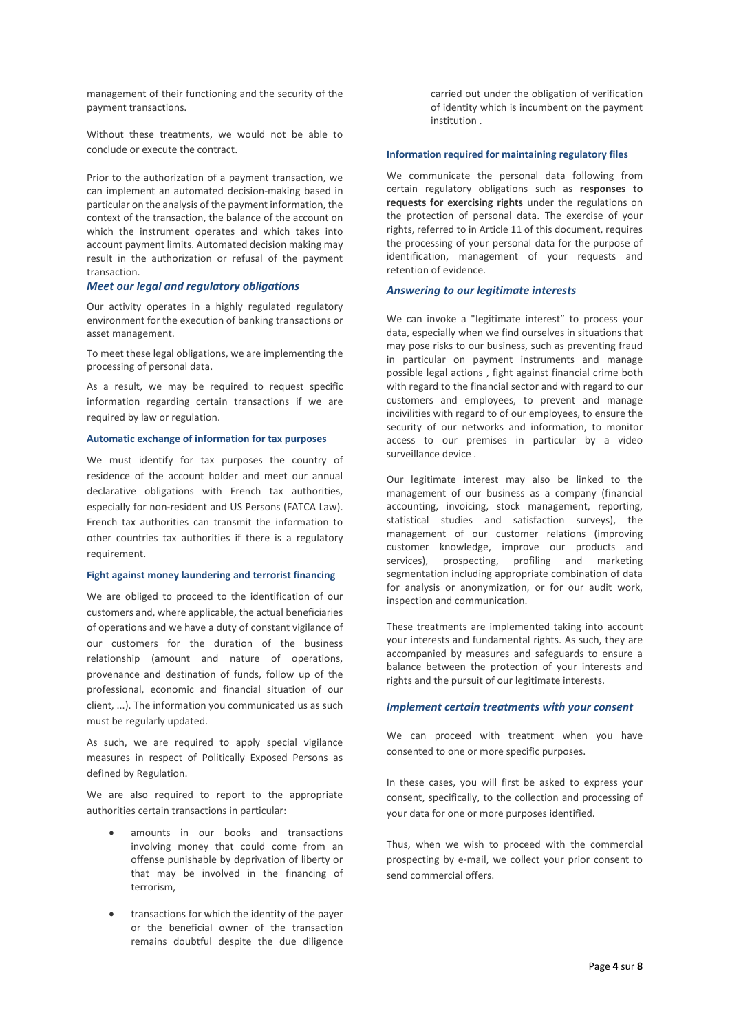management of their functioning and the security of the payment transactions.

Without these treatments, we would not be able to conclude or execute the contract.

Prior to the authorization of a payment transaction, we can implement an automated decision-making based in particular on the analysis of the payment information, the context of the transaction, the balance of the account on which the instrument operates and which takes into account payment limits. Automated decision making may result in the authorization or refusal of the payment transaction.

### *Meet our legal and regulatory obligations*

Our activity operates in a highly regulated regulatory environment for the execution of banking transactions or asset management.

To meet these legal obligations, we are implementing the processing of personal data.

As a result, we may be required to request specific information regarding certain transactions if we are required by law or regulation.

#### Automatic exchange of information for tax purposes

We must identify for tax purposes the country of residence of the account holder and meet our annual declarative obligations with French tax authorities, especially for non-resident and US Persons (FATCA Law). French tax authorities can transmit the information to other countries tax authorities if there is a regulatory requirement.

#### Fight against money laundering and terrorist financing

We are obliged to proceed to the identification of our customers and, where applicable, the actual beneficiaries of operations and we have a duty of constant vigilance of our customers for the duration of the business relationship (amount and nature of operations, provenance and destination of funds, follow up of the professional, economic and financial situation of our client, ...). The information you communicated us as such must be regularly updated.

As such, we are required to apply special vigilance measures in respect of Politically Exposed Persons as defined by Regulation.

We are also required to report to the appropriate authorities certain transactions in particular:

- amounts in our books and transactions involving money that could come from an offense punishable by deprivation of liberty or that may be involved in the financing of terrorism,
- transactions for which the identity of the payer or the beneficial owner of the transaction remains doubtful despite the due diligence carried out under the obligation of verification of identity which is incumbent on the payment institution .

#### Information required for maintaining regulatory files

We communicate the personal data following from certain regulatory obligations such as **responses to requests for exercising rights** under the regulations on the protection of personal data. The exercise of your rights, referred to in Article 11 of this document, requires the processing of your personal data for the purpose of identification, management of your requests and retention of evidence.

### *Answering to our legitimate interests*

We can invoke a "legitimate interest" to process your data, especially when we find ourselves in situations that may pose risks to our business, such as preventing fraud in particular on payment instruments and manage possible legal actions , fight against financial crime both with regard to the financial sector and with regard to our customers and employees, to prevent and manage incivilities with regard to of our employees, to ensure the security of our networks and information, to monitor access to our premises in particular by a video surveillance device .

Our legitimate interest may also be linked to the management of our business as a company (financial accounting, invoicing, stock management, reporting, statistical studies and satisfaction surveys), the management of our customer relations (improving customer knowledge, improve our products and services), prospecting, profiling and marketing segmentation including appropriate combination of data for analysis or anonymization, or for our audit work, inspection and communication.

These treatments are implemented taking into account your interests and fundamental rights. As such, they are accompanied by measures and safeguards to ensure a balance between the protection of your interests and rights and the pursuit of our legitimate interests.

### *Implement certain treatments with your consent*

We can proceed with treatment when you have consented to one or more specific purposes.

In these cases, you will first be asked to express your consent, specifically, to the collection and processing of your data for one or more purposes identified.

Thus, when we wish to proceed with the commercial prospecting by e-mail, we collect your prior consent to send commercial offers.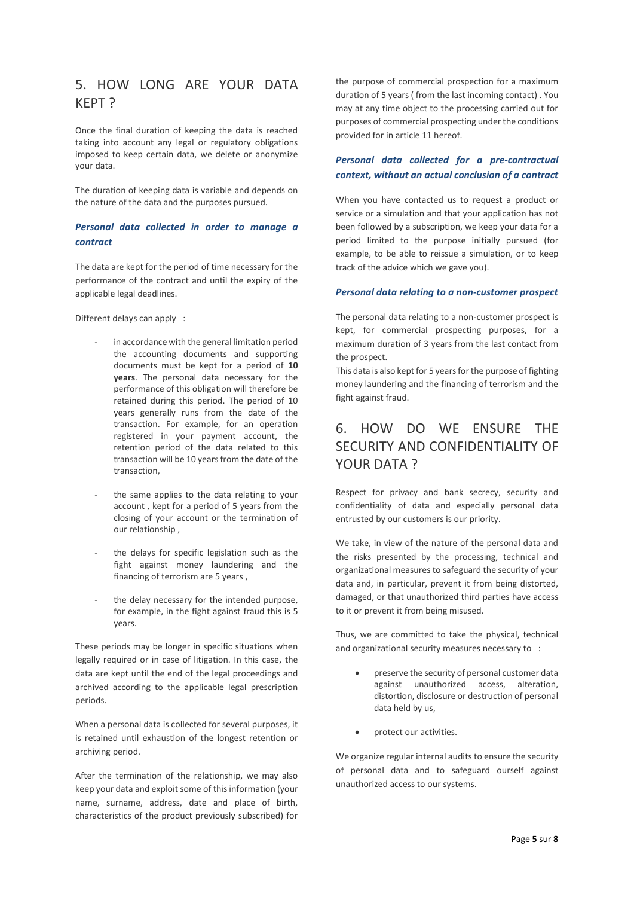## 5. HOW LONG ARE YOUR DATA KEPT ?

Once the final duration of keeping the data is reached taking into account any legal or regulatory obligations imposed to keep certain data, we delete or anonymize your data.

The duration of keeping data is variable and depends on the nature of the data and the purposes pursued.

### *Personal data collected in order to manage a contract*

The data are kept for the period of time necessary for the performance of the contract and until the expiry of the applicable legal deadlines.

Different delays can apply :

- in accordance with the general limitation period the accounting documents and supporting documents must be kept for a period of **10 years**. The personal data necessary for the performance of this obligation will therefore be retained during this period. The period of 10 years generally runs from the date of the transaction. For example, for an operation registered in your payment account, the retention period of the data related to this transaction will be 10 years from the date of the transaction,
- the same applies to the data relating to your account , kept for a period of 5 years from the closing of your account or the termination of our relationship ,
- the delays for specific legislation such as the fight against money laundering and the financing of terrorism are 5 years ,
- the delay necessary for the intended purpose, for example, in the fight against fraud this is 5 years.

These periods may be longer in specific situations when legally required or in case of litigation. In this case, the data are kept until the end of the legal proceedings and archived according to the applicable legal prescription periods.

When a personal data is collected for several purposes, it is retained until exhaustion of the longest retention or archiving period.

After the termination of the relationship, we may also keep your data and exploit some of this information (your name, surname, address, date and place of birth, characteristics of the product previously subscribed) for the purpose of commercial prospection for a maximum duration of 5 years ( from the last incoming contact) . You may at any time object to the processing carried out for purposes of commercial prospecting under the conditions provided for in article 11 hereof.

### *Personal data collected for a pre-contractual context, without an actual conclusion of a contract*

When you have contacted us to request a product or service or a simulation and that your application has not been followed by a subscription, we keep your data for a period limited to the purpose initially pursued (for example, to be able to reissue a simulation, or to keep track of the advice which we gave you).

### *Personal data relating to a non-customer prospect*

The personal data relating to a non-customer prospect is kept, for commercial prospecting purposes, for a maximum duration of 3 years from the last contact from the prospect.
This data is also kept for 5 years for the purpose of fighting money laundering and the financing of terrorism and the fight against fraud.

## 6. HOW DO WE ENSURE THE SECURITY AND CONFIDENTIALITY OF YOUR DATA ?

Respect for privacy and bank secrecy, security and confidentiality of data and especially personal data entrusted by our customers is our priority.

We take, in view of the nature of the personal data and the risks presented by the processing, technical and organizational measures to safeguard the security of your data and, in particular, prevent it from being distorted, damaged, or that unauthorized third parties have access to it or prevent it from being misused.

Thus, we are committed to take the physical, technical and organizational security measures necessary to :

- preserve the security of personal customer data against unauthorized access, alteration, distortion, disclosure or destruction of personal data held by us,
- protect our activities.

We organize regular internal audits to ensure the security of personal data and to safeguard ourself against unauthorized access to our systems.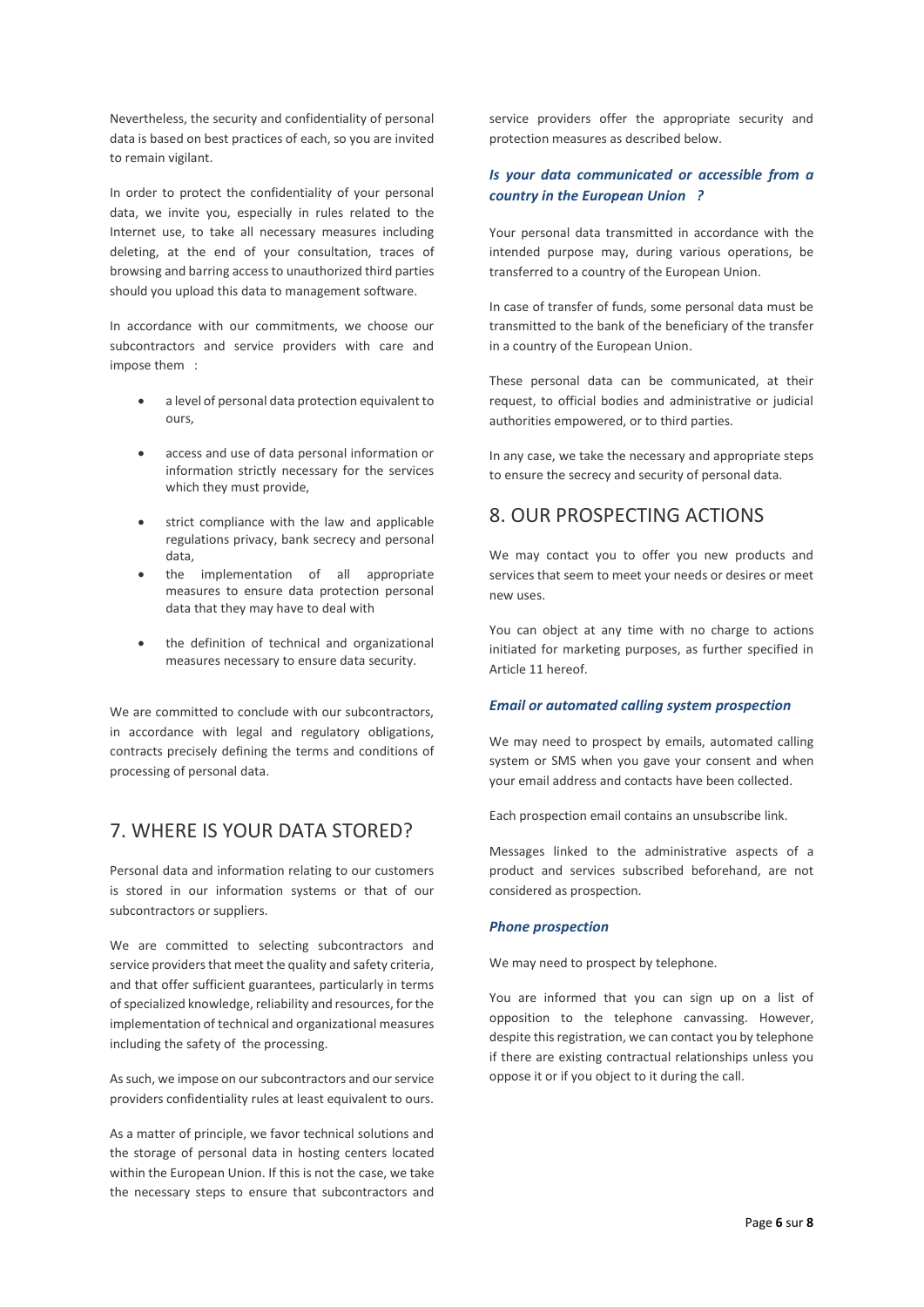Nevertheless, the security and confidentiality of personal data is based on best practices of each, so you are invited to remain vigilant.

In order to protect the confidentiality of your personal data, we invite you, especially in rules related to the Internet use, to take all necessary measures including deleting, at the end of your consultation, traces of browsing and barring access to unauthorized third parties should you upload this data to management software.

In accordance with our commitments, we choose our subcontractors and service providers with care and impose them :

- a level of personal data protection equivalent to ours,
- access and use of data personal information or information strictly necessary for the services which they must provide,
- strict compliance with the law and applicable regulations privacy, bank secrecy and personal data,
- the implementation of all appropriate measures to ensure data protection personal data that they may have to deal with
- the definition of technical and organizational measures necessary to ensure data security.

We are committed to conclude with our subcontractors, in accordance with legal and regulatory obligations, contracts precisely defining the terms and conditions of processing of personal data.

## 7. WHERE IS YOUR DATA STORED?

Personal data and information relating to our customers is stored in our information systems or that of our subcontractors or suppliers.

We are committed to selecting subcontractors and service providers that meet the quality and safety criteria, and that offer sufficient guarantees, particularly in terms of specialized knowledge, reliability and resources, for the implementation of technical and organizational measures including the safety of the processing.

As such, we impose on our subcontractors and our service providers confidentiality rules at least equivalent to ours.

As a matter of principle, we favor technical solutions and the storage of personal data in hosting centers located within the European Union. If this is not the case, we take the necessary steps to ensure that subcontractors and service providers offer the appropriate security and protection measures as described below.

### *Is your data communicated or accessible from a country in the European Union ?*

Your personal data transmitted in accordance with the intended purpose may, during various operations, be transferred to a country of the European Union.

In case of transfer of funds, some personal data must be transmitted to the bank of the beneficiary of the transfer in a country of the European Union.

These personal data can be communicated, at their request, to official bodies and administrative or judicial authorities empowered, or to third parties.

In any case, we take the necessary and appropriate steps to ensure the secrecy and security of personal data.

## 8. OUR PROSPECTING ACTIONS

We may contact you to offer you new products and services that seem to meet your needs or desires or meet new uses.

You can object at any time with no charge to actions initiated for marketing purposes, as further specified in Article 11 hereof.

#### *Email or automated calling system prospection*

We may need to prospect by emails, automated calling system or SMS when you gave your consent and when your email address and contacts have been collected.

Each prospection email contains an unsubscribe link.

Messages linked to the administrative aspects of a product and services subscribed beforehand, are not considered as prospection.

#### *Phone prospection*

We may need to prospect by telephone.

You are informed that you can sign up on a list of opposition to the telephone canvassing. However, despite this registration, we can contact you by telephone if there are existing contractual relationships unless you oppose it or if you object to it during the call.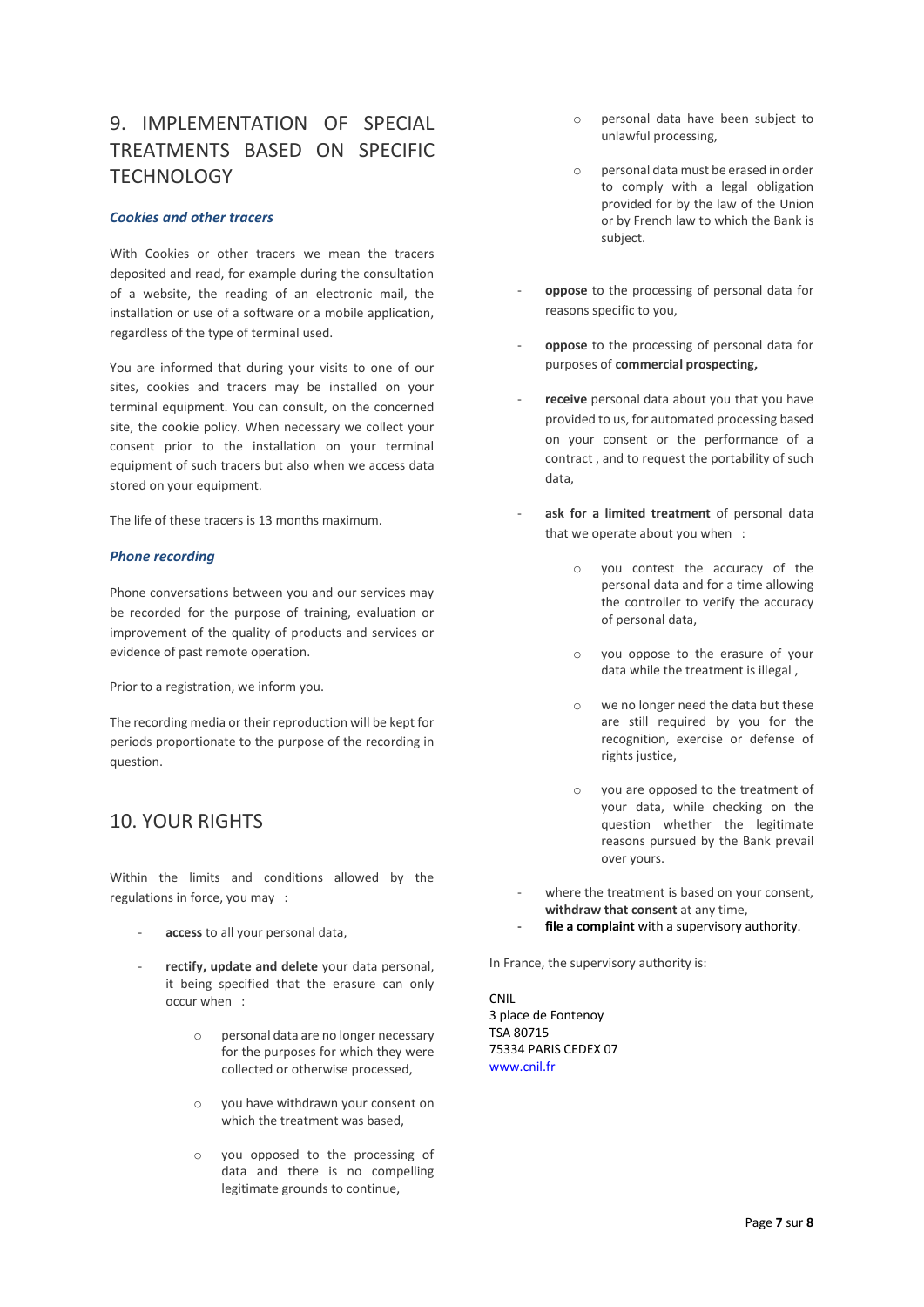## 9. IMPLEMENTATION OF SPECIAL TREATMENTS BASED ON SPECIFIC TECHNOLOGY

### *Cookies and other tracers*

With Cookies or other tracers we mean the tracers deposited and read, for example during the consultation of a website, the reading of an electronic mail, the installation or use of a software or a mobile application, regardless of the type of terminal used.

You are informed that during your visits to one of our sites, cookies and tracers may be installed on your terminal equipment. You can consult, on the concerned site, the cookie policy. When necessary we collect your consent prior to the installation on your terminal equipment of such tracers but also when we access data stored on your equipment.

The life of these tracers is 13 months maximum.

### *Phone recording*

Phone conversations between you and our services may be recorded for the purpose of training, evaluation or improvement of the quality of products and services or evidence of past remote operation.

Prior to a registration, we inform you.

The recording media or their reproduction will be kept for periods proportionate to the purpose of the recording in question.

## 10. YOUR RIGHTS

Within the limits and conditions allowed by the regulations in force, you may :

- **access** to all your personal data,
- **rectify, update and delete** your data personal, it being specified that the erasure can only occur when :
  - personal data are no longer necessary for the purposes for which they were collected or otherwise processed,
  - you have withdrawn your consent on which the treatment was based,
  - you opposed to the processing of data and there is no compelling legitimate grounds to continue,
  - personal data have been subject to unlawful processing,
  - personal data must be erased in order to comply with a legal obligation provided for by the law of the Union or by French law to which the Bank is subject.
- **oppose** to the processing of personal data for reasons specific to you,
- **oppose** to the processing of personal data for purposes of **commercial prospecting,**
- **receive** personal data about you that you have provided to us, for automated processing based on your consent or the performance of a contract , and to request the portability of such data,
- **ask for a limited treatment** of personal data that we operate about you when :
  - you contest the accuracy of the personal data and for a time allowing the controller to verify the accuracy of personal data,
  - you oppose to the erasure of your data while the treatment is illegal ,
  - we no longer need the data but these are still required by you for the recognition, exercise or defense of rights justice,
  - you are opposed to the treatment of your data, while checking on the question whether the legitimate reasons pursued by the Bank prevail over yours.
- where the treatment is based on your consent, **withdraw that consent** at any time,
- **file a complaint** with a supervisory authority.

In France, the supervisory authority is:

CNIL
3 place de Fontenoy
TSA 80715
75334 PARIS CEDEX 07
www.cnil.fr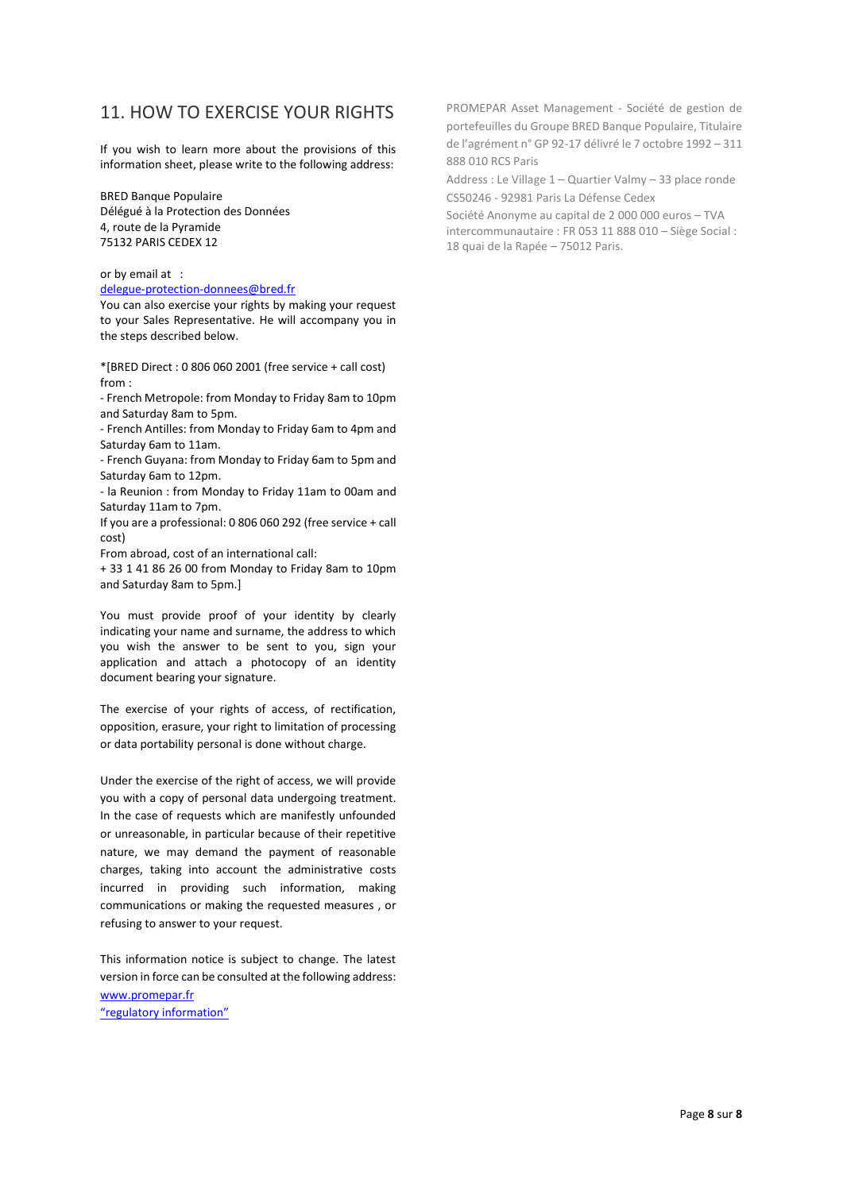## 11. HOW TO EXERCISE YOUR RIGHTS

If you wish to learn more about the provisions of this information sheet, please write to the following address:

BRED Banque Populaire
Délégué à la Protection des Données
4, route de la Pyramide
75132 PARIS CEDEX 12

or by email at :
delegue-protection-donnees@bred.fr

You can also exercise your rights by making your request to your Sales Representative. He will accompany you in the steps described below.

*[BRED Direct : 0 806 060 2001 (free service + call cost) from :

- French Metropole: from Monday to Friday 8am to 10pm and Saturday 8am to 5pm.
- French Antilles: from Monday to Friday 6am to 4pm and Saturday 6am to 11am.
- French Guyana: from Monday to Friday 6am to 5pm and Saturday 6am to 12pm.
- la Reunion : from Monday to Friday 11am to 00am and Saturday 11am to 7pm.

If you are a professional: 0 806 060 292 (free service + call cost)

From abroad, cost of an international call:
+ 33 1 41 86 26 00 from Monday to Friday 8am to 10pm and Saturday 8am to 5pm.]

You must provide proof of your identity by clearly indicating your name and surname, the address to which you wish the answer to be sent to you, sign your application and attach a photocopy of an identity document bearing your signature.

The exercise of your rights of access, of rectification, opposition, erasure, your right to limitation of processing or data portability personal is done without charge.

Under the exercise of the right of access, we will provide you with a copy of personal data undergoing treatment. In the case of requests which are manifestly unfounded or unreasonable, in particular because of their repetitive nature, we may demand the payment of reasonable charges, taking into account the administrative costs incurred in providing such information, making communications or making the requested measures , or refusing to answer to your request.

This information notice is subject to change. The latest version in force can be consulted at the following address:
www.promepar.fr
"regulatory information"

PROMEPAR Asset Management - Société de gestion de portefeuilles du Groupe BRED Banque Populaire, Titulaire de l'agrément n° GP 92-17 délivré le 7 octobre 1992 – 311 888 010 RCS Paris

Address : Le Village 1 – Quartier Valmy – 33 place ronde CS50246 - 92981 Paris La Défense Cedex

Société Anonyme au capital de 2 000 000 euros – TVA intercommunautaire : FR 053 11 888 010 – Siège Social : 18 quai de la Rapée – 75012 Paris.